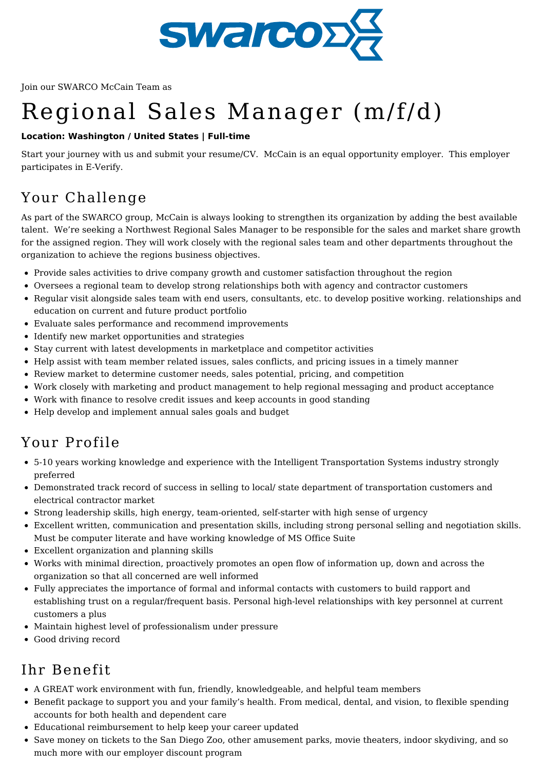Join our SWARCO McCain Team as

# Regional Sales Manager (m/f/d)

**Location: Washington / United States | Full-time**

Start your journey with us and submit your resume/CV.  McCain is an equal opportunity employer.  This employer participates in E-Verify.

## Your Challenge

As part of the SWARCO group, McCain is always looking to strengthen its organization by adding the best available talent.  We're seeking a Northwest Regional Sales Manager to be responsible for the sales and market share growth for the assigned region. They will work closely with the regional sales team and other departments throughout the organization to achieve the regions business objectives.

- Provide sales activities to drive company growth and customer satisfaction throughout the region
- Oversees a regional team to develop strong relationships both with agency and contractor customers
- Regular visit alongside sales team with end users, consultants, etc. to develop positive working. relationships and education on current and future product portfolio
- Evaluate sales performance and recommend improvements
- Identify new market opportunities and strategies
- Stay current with latest developments in marketplace and competitor activities
- Help assist with team member related issues, sales conflicts, and pricing issues in a timely manner
- Review market to determine customer needs, sales potential, pricing, and competition
- Work closely with marketing and product management to help regional messaging and product acceptance
- Work with finance to resolve credit issues and keep accounts in good standing
- Help develop and implement annual sales goals and budget

## Your Profile

- 5-10 years working knowledge and experience with the Intelligent Transportation Systems industry strongly preferred
- Demonstrated track record of success in selling to local/ state department of transportation customers and electrical contractor market
- Strong leadership skills, high energy, team-oriented, self-starter with high sense of urgency
- Excellent written, communication and presentation skills, including strong personal selling and negotiation skills. Must be computer literate and have working knowledge of MS Office Suite
- Excellent organization and planning skills
- Works with minimal direction, proactively promotes an open flow of information up, down and across the organization so that all concerned are well informed
- Fully appreciates the importance of formal and informal contacts with customers to build rapport and establishing trust on a regular/frequent basis. Personal high-level relationships with key personnel at current customers a plus
- Maintain highest level of professionalism under pressure
- Good driving record

## Ihr Benefit

- A GREAT work environment with fun, friendly, knowledgeable, and helpful team members
- Benefit package to support you and your family's health. From medical, dental, and vision, to flexible spending accounts for both health and dependent care
- Educational reimbursement to help keep your career updated
- Save money on tickets to the San Diego Zoo, other amusement parks, movie theaters, indoor skydiving, and so much more with our employer discount program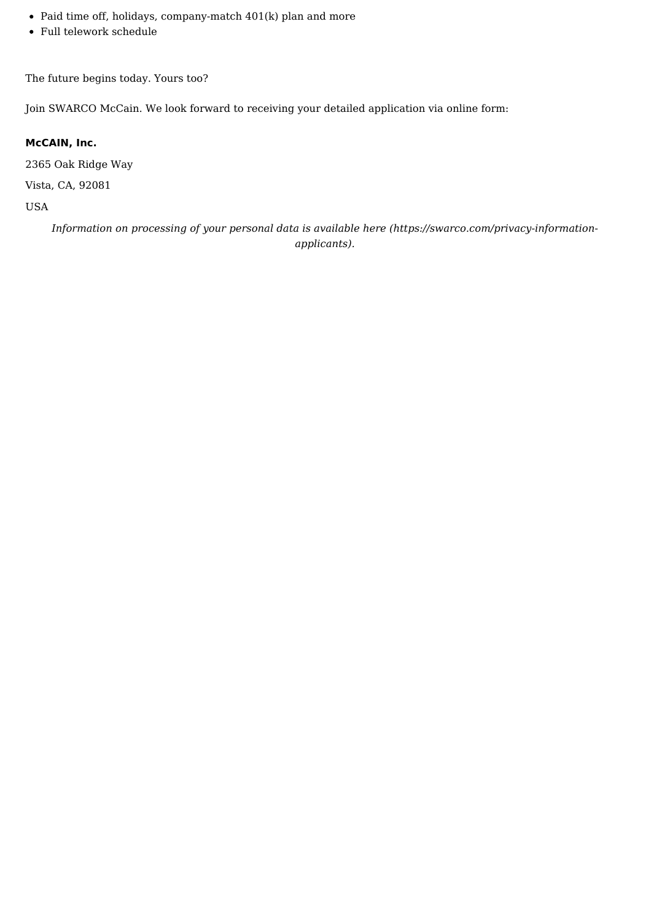- Paid time off, holidays, company-match 401(k) plan and more
- Full telework schedule

The future begins today. Yours too?

Join SWARCO McCain. We look forward to receiving your detailed application via online form:

**McCAIN, Inc.**

2365 Oak Ridge Way

Vista, CA, 92081

USA

*Information on processing of your personal data is available here (https://swarco.com/privacy-information-applicants).*